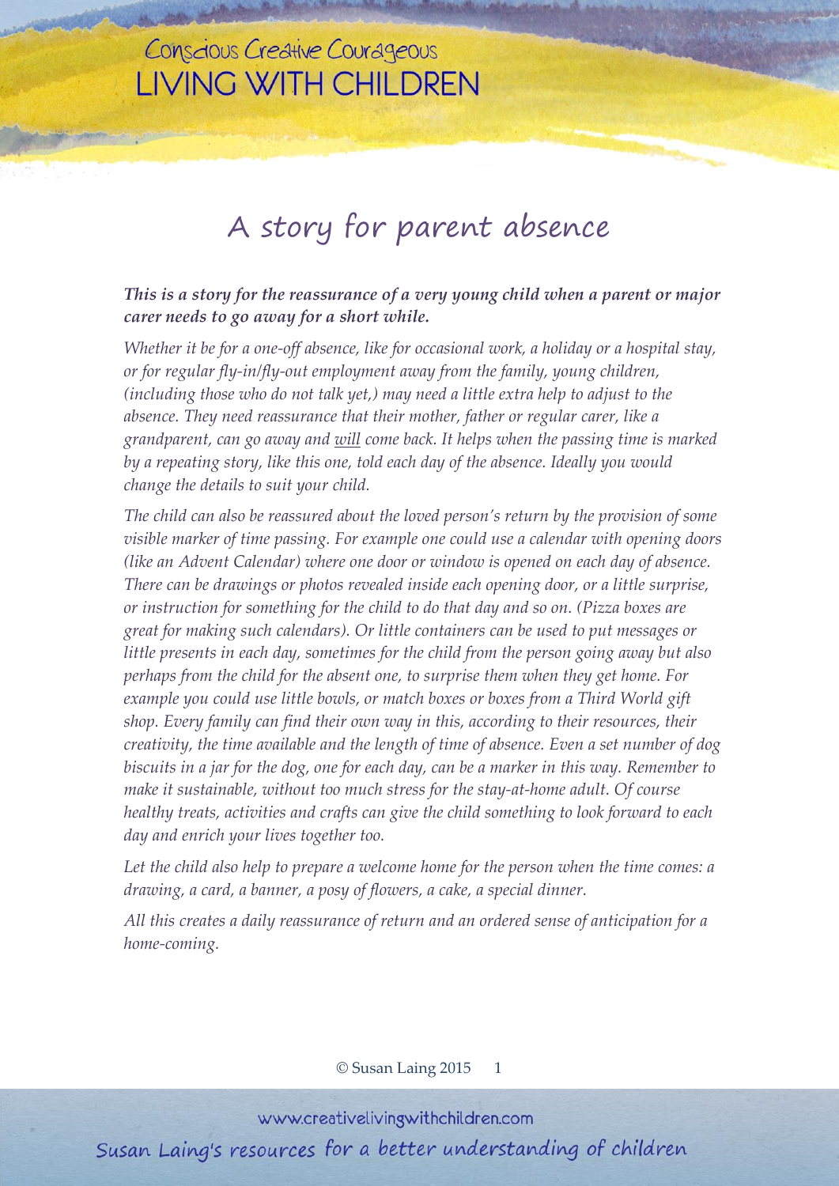# A story for parent absence

***This is a story for the reassurance of a very young child when a parent or major carer needs to go away for a short while.***

*Whether it be for a one-off absence, like for occasional work, a holiday or a hospital stay, or for regular fly-in/fly-out employment away from the family, young children, (including those who do not talk yet,) may need a little extra help to adjust to the absence. They need reassurance that their mother, father or regular carer, like a grandparent, can go away and <u>will</u> come back. It helps when the passing time is marked by a repeating story, like this one, told each day of the absence. Ideally you would change the details to suit your child.*

*The child can also be reassured about the loved person's return by the provision of some visible marker of time passing. For example one could use a calendar with opening doors (like an Advent Calendar) where one door or window is opened on each day of absence. There can be drawings or photos revealed inside each opening door, or a little surprise, or instruction for something for the child to do that day and so on. (Pizza boxes are great for making such calendars). Or little containers can be used to put messages or little presents in each day, sometimes for the child from the person going away but also perhaps from the child for the absent one, to surprise them when they get home. For example you could use little bowls, or match boxes or boxes from a Third World gift shop. Every family can find their own way in this, according to their resources, their creativity, the time available and the length of time of absence. Even a set number of dog biscuits in a jar for the dog, one for each day, can be a marker in this way. Remember to make it sustainable, without too much stress for the stay-at-home adult. Of course healthy treats, activities and crafts can give the child something to look forward to each day and enrich your lives together too.*

*Let the child also help to prepare a welcome home for the person when the time comes: a drawing, a card, a banner, a posy of flowers, a cake, a special dinner.*

*All this creates a daily reassurance of return and an ordered sense of anticipation for a home-coming.*

© Susan Laing 2015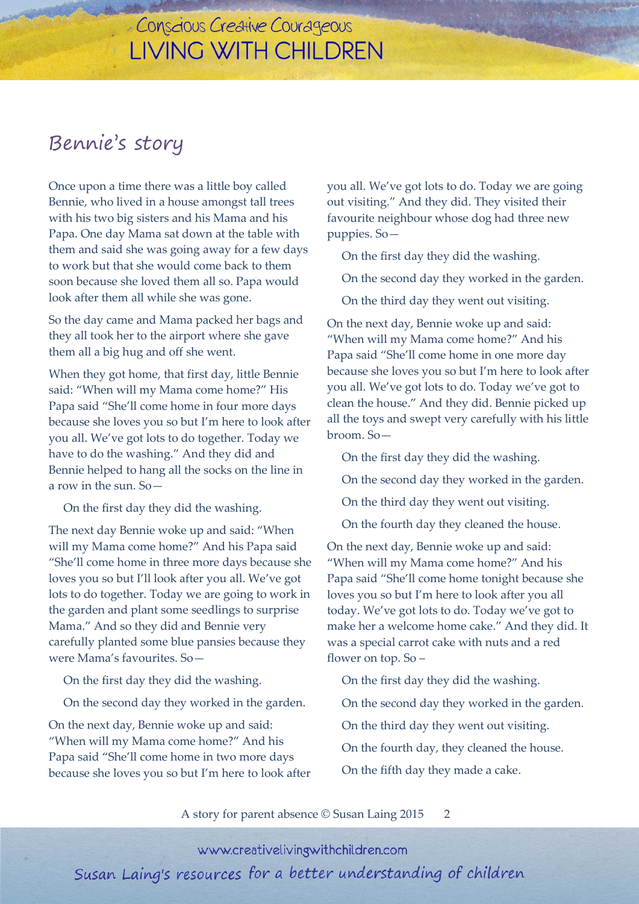## Bennie's story

Once upon a time there was a little boy called Bennie, who lived in a house amongst tall trees with his two big sisters and his Mama and his Papa. One day Mama sat down at the table with them and said she was going away for a few days to work but that she would come back to them soon because she loved them all so. Papa would look after them all while she was gone.

So the day came and Mama packed her bags and they all took her to the airport where she gave them all a big hug and off she went.

When they got home, that first day, little Bennie said: "When will my Mama come home?" His Papa said "She'll come home in four more days because she loves you so but I'm here to look after you all. We've got lots to do together. Today we have to do the washing." And they did and Bennie helped to hang all the socks on the line in a row in the sun. So—

On the first day they did the washing.

The next day Bennie woke up and said: "When will my Mama come home?" And his Papa said "She'll come home in three more days because she loves you so but I'll look after you all. We've got lots to do together. Today we are going to work in the garden and plant some seedlings to surprise Mama." And so they did and Bennie very carefully planted some blue pansies because they were Mama's favourites. So—

On the first day they did the washing.

On the second day they worked in the garden.

On the next day, Bennie woke up and said: "When will my Mama come home?" And his Papa said "She'll come home in two more days because she loves you so but I'm here to look after you all. We've got lots to do. Today we are going out visiting." And they did. They visited their favourite neighbour whose dog had three new puppies. So—

On the first day they did the washing.

On the second day they worked in the garden.

On the third day they went out visiting.

On the next day, Bennie woke up and said: "When will my Mama come home?" And his Papa said "She'll come home in one more day because she loves you so but I'm here to look after you all. We've got lots to do. Today we've got to clean the house." And they did. Bennie picked up all the toys and swept very carefully with his little broom. So—

On the first day they did the washing.

On the second day they worked in the garden.

On the third day they went out visiting.

On the fourth day they cleaned the house.

On the next day, Bennie woke up and said: "When will my Mama come home?" And his Papa said "She'll come home tonight because she loves you so but I'm here to look after you all today. We've got lots to do. Today we've got to make her a welcome home cake." And they did. It was a special carrot cake with nuts and a red flower on top. So –

On the first day they did the washing.

On the second day they worked in the garden.

On the third day they went out visiting.

On the fourth day, they cleaned the house.

On the fifth day they made a cake.

A story for parent absence © Susan Laing 2015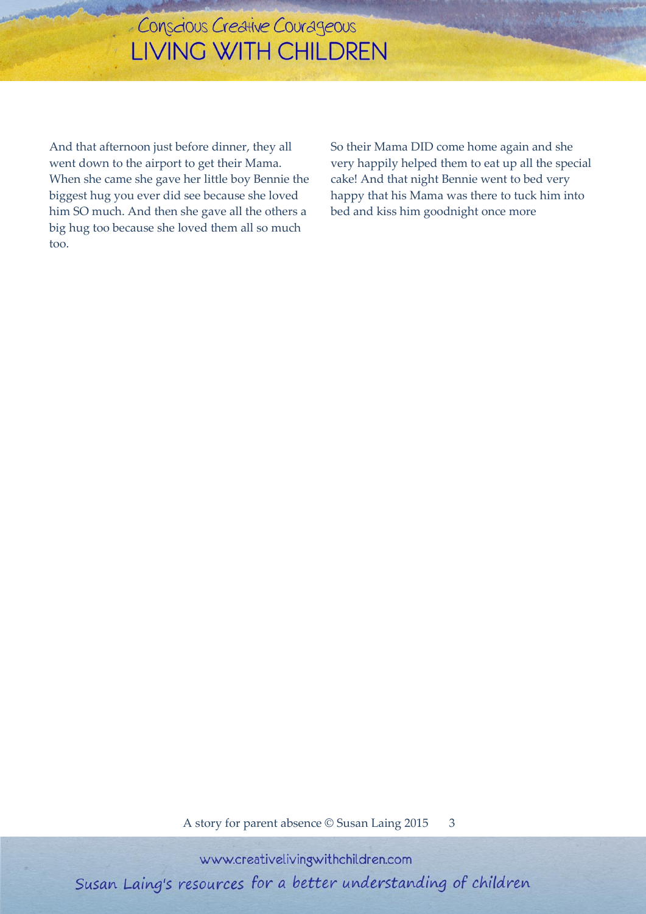And that afternoon just before dinner, they all went down to the airport to get their Mama. When she came she gave her little boy Bennie the biggest hug you ever did see because she loved him SO much. And then she gave all the others a big hug too because she loved them all so much too.

So their Mama DID come home again and she very happily helped them to eat up all the special cake! And that night Bennie went to bed very happy that his Mama was there to tuck him into bed and kiss him goodnight once more